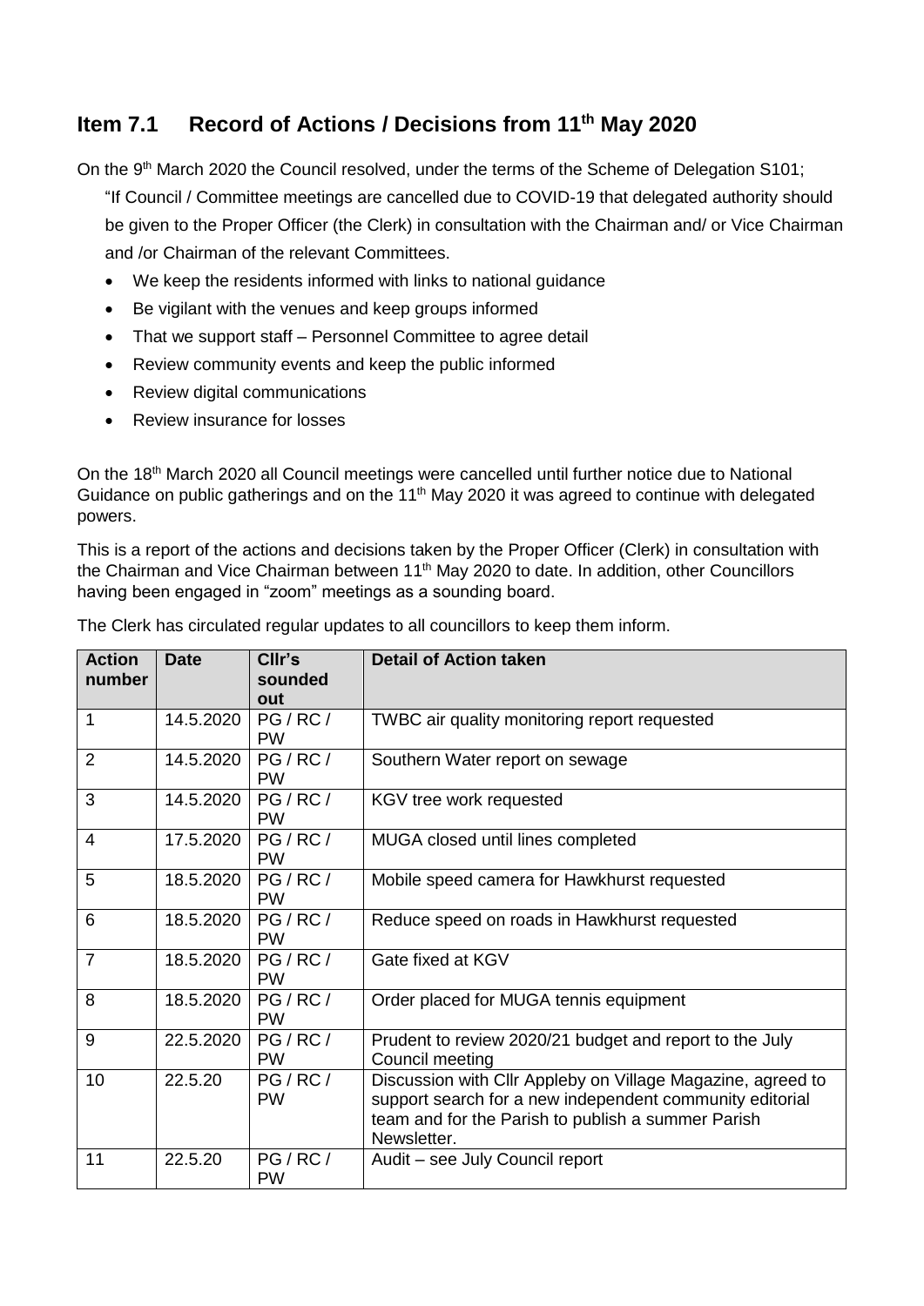## Item 7.1 Record of Actions / Decisions from 11th May 2020

On the 9th March 2020 the Council resolved, under the terms of the Scheme of Delegation S101;

"If Council / Committee meetings are cancelled due to COVID-19 that delegated authority should be given to the Proper Officer (the Clerk) in consultation with the Chairman and/ or Vice Chairman and /or Chairman of the relevant Committees.

- We keep the residents informed with links to national guidance
- Be vigilant with the venues and keep groups informed
- That we support staff – Personnel Committee to agree detail
- Review community events and keep the public informed
- Review digital communications
- Review insurance for losses

On the 18th March 2020 all Council meetings were cancelled until further notice due to National Guidance on public gatherings and on the 11th May 2020 it was agreed to continue with delegated powers.

This is a report of the actions and decisions taken by the Proper Officer (Clerk) in consultation with the Chairman and Vice Chairman between 11th May 2020 to date. In addition, other Councillors having been engaged in "zoom" meetings as a sounding board.

The Clerk has circulated regular updates to all councillors to keep them inform.

| Action number | Date | Cllr's sounded out | Detail of Action taken |
|---|---|---|---|
| 1 | 14.5.2020 | PG / RC / PW | TWBC air quality monitoring report requested |
| 2 | 14.5.2020 | PG / RC / PW | Southern Water report on sewage |
| 3 | 14.5.2020 | PG / RC / PW | KGV tree work requested |
| 4 | 17.5.2020 | PG / RC / PW | MUGA closed until lines completed |
| 5 | 18.5.2020 | PG / RC / PW | Mobile speed camera for Hawkhurst requested |
| 6 | 18.5.2020 | PG / RC / PW | Reduce speed on roads in Hawkhurst requested |
| 7 | 18.5.2020 | PG / RC / PW | Gate fixed at KGV |
| 8 | 18.5.2020 | PG / RC / PW | Order placed for MUGA tennis equipment |
| 9 | 22.5.2020 | PG / RC / PW | Prudent to review 2020/21 budget and report to the July Council meeting |
| 10 | 22.5.20 | PG / RC / PW | Discussion with Cllr Appleby on Village Magazine, agreed to support search for a new independent community editorial team and for the Parish to publish a summer Parish Newsletter. |
| 11 | 22.5.20 | PG / RC / PW | Audit – see July Council report |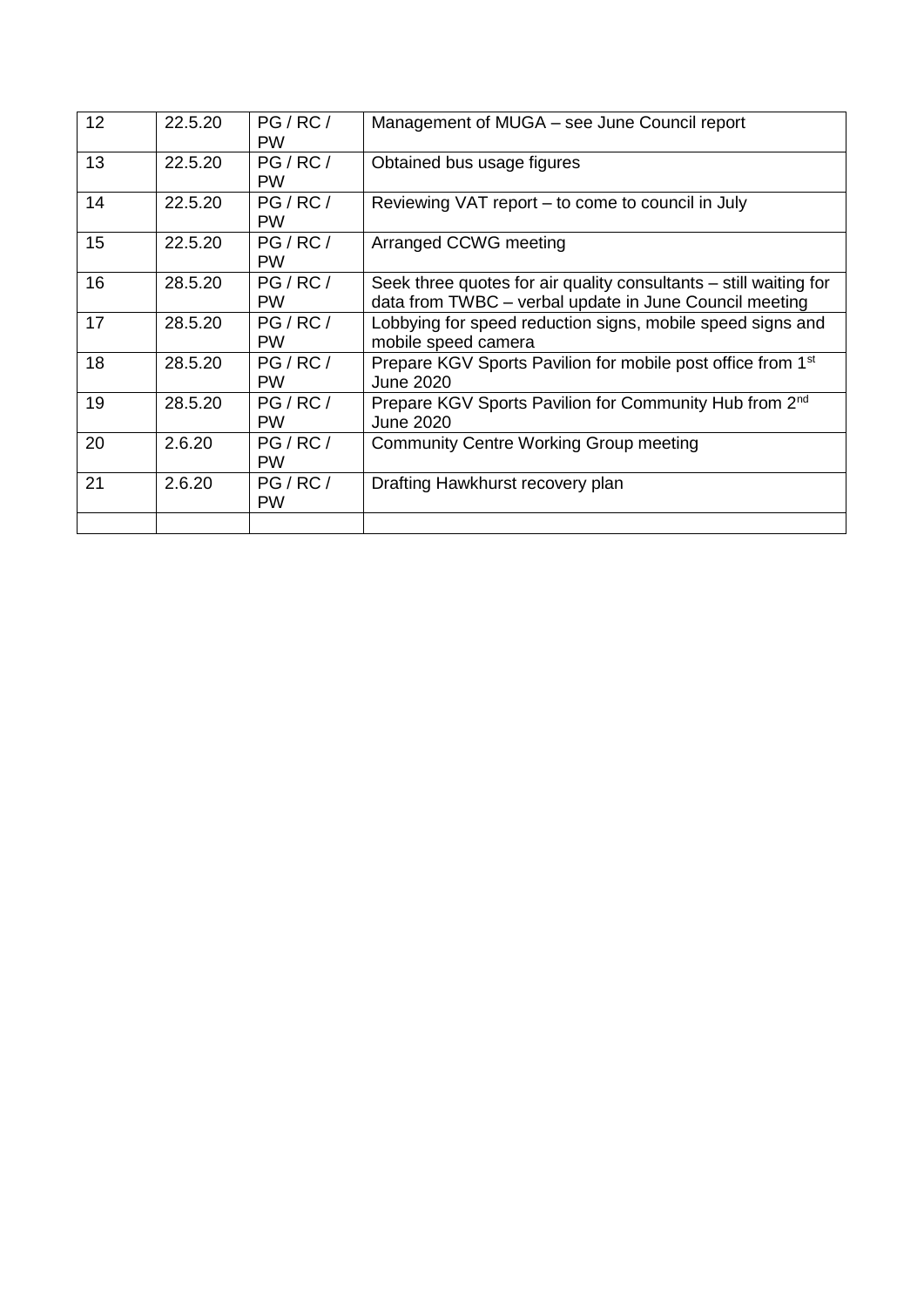| | | | |
|---|---|---|---|
| 12 | 22.5.20 | PG / RC / PW | Management of MUGA – see June Council report |
| 13 | 22.5.20 | PG / RC / PW | Obtained bus usage figures |
| 14 | 22.5.20 | PG / RC / PW | Reviewing VAT report – to come to council in July |
| 15 | 22.5.20 | PG / RC / PW | Arranged CCWG meeting |
| 16 | 28.5.20 | PG / RC / PW | Seek three quotes for air quality consultants – still waiting for data from TWBC – verbal update in June Council meeting |
| 17 | 28.5.20 | PG / RC / PW | Lobbying for speed reduction signs, mobile speed signs and mobile speed camera |
| 18 | 28.5.20 | PG / RC / PW | Prepare KGV Sports Pavilion for mobile post office from 1st June 2020 |
| 19 | 28.5.20 | PG / RC / PW | Prepare KGV Sports Pavilion for Community Hub from 2nd June 2020 |
| 20 | 2.6.20 | PG / RC / PW | Community Centre Working Group meeting |
| 21 | 2.6.20 | PG / RC / PW | Drafting Hawkhurst recovery plan |
| | | | |